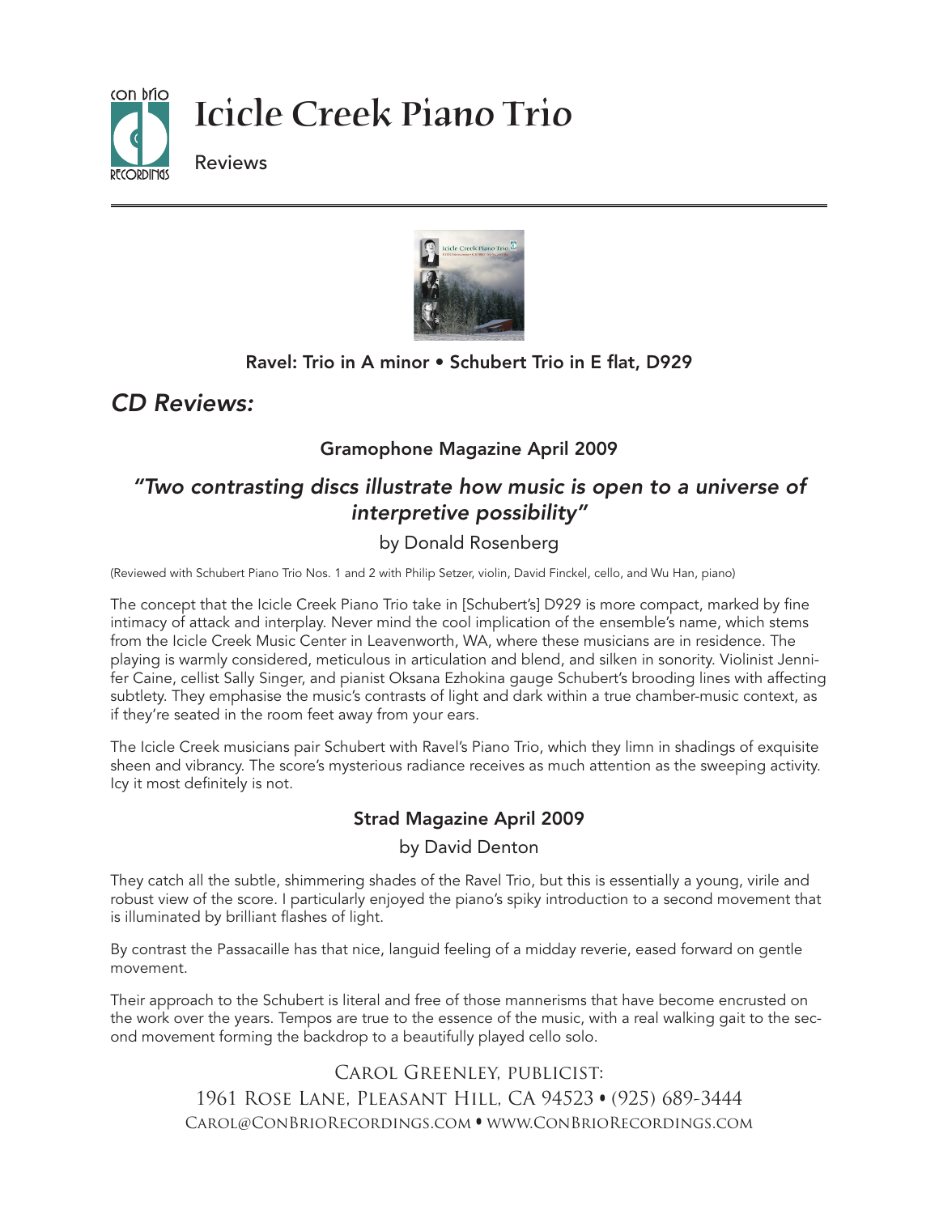# Icicle Creek Piano Trio

Reviews

**Ravel: Trio in A minor • Schubert Trio in E flat, D929**

## *CD Reviews:*

### Gramophone Magazine April 2009

### *"Two contrasting discs illustrate how music is open to a universe of interpretive possibility"*

by Donald Rosenberg

(Reviewed with Schubert Piano Trio Nos. 1 and 2 with Philip Setzer, violin, David Finckel, cello, and Wu Han, piano)

The concept that the Icicle Creek Piano Trio take in [Schubert's] D929 is more compact, marked by fine intimacy of attack and interplay. Never mind the cool implication of the ensemble's name, which stems from the Icicle Creek Music Center in Leavenworth, WA, where these musicians are in residence. The playing is warmly considered, meticulous in articulation and blend, and silken in sonority. Violinist Jennifer Caine, cellist Sally Singer, and pianist Oksana Ezhokina gauge Schubert's brooding lines with affecting subtlety. They emphasise the music's contrasts of light and dark within a true chamber-music context, as if they're seated in the room feet away from your ears.

The Icicle Creek musicians pair Schubert with Ravel's Piano Trio, which they limn in shadings of exquisite sheen and vibrancy. The score's mysterious radiance receives as much attention as the sweeping activity. Icy it most definitely is not.

### Strad Magazine April 2009

by David Denton

They catch all the subtle, shimmering shades of the Ravel Trio, but this is essentially a young, virile and robust view of the score. I particularly enjoyed the piano's spiky introduction to a second movement that is illuminated by brilliant flashes of light.

By contrast the Passacaille has that nice, languid feeling of a midday reverie, eased forward on gentle movement.

Their approach to the Schubert is literal and free of those mannerisms that have become encrusted on the work over the years. Tempos are true to the essence of the music, with a real walking gait to the second movement forming the backdrop to a beautifully played cello solo.

Carol Greenley, publicist:
1961 Rose Lane, Pleasant Hill, CA 94523 • (925) 689-3444
Carol@ConBrioRecordings.com • www.ConBrioRecordings.com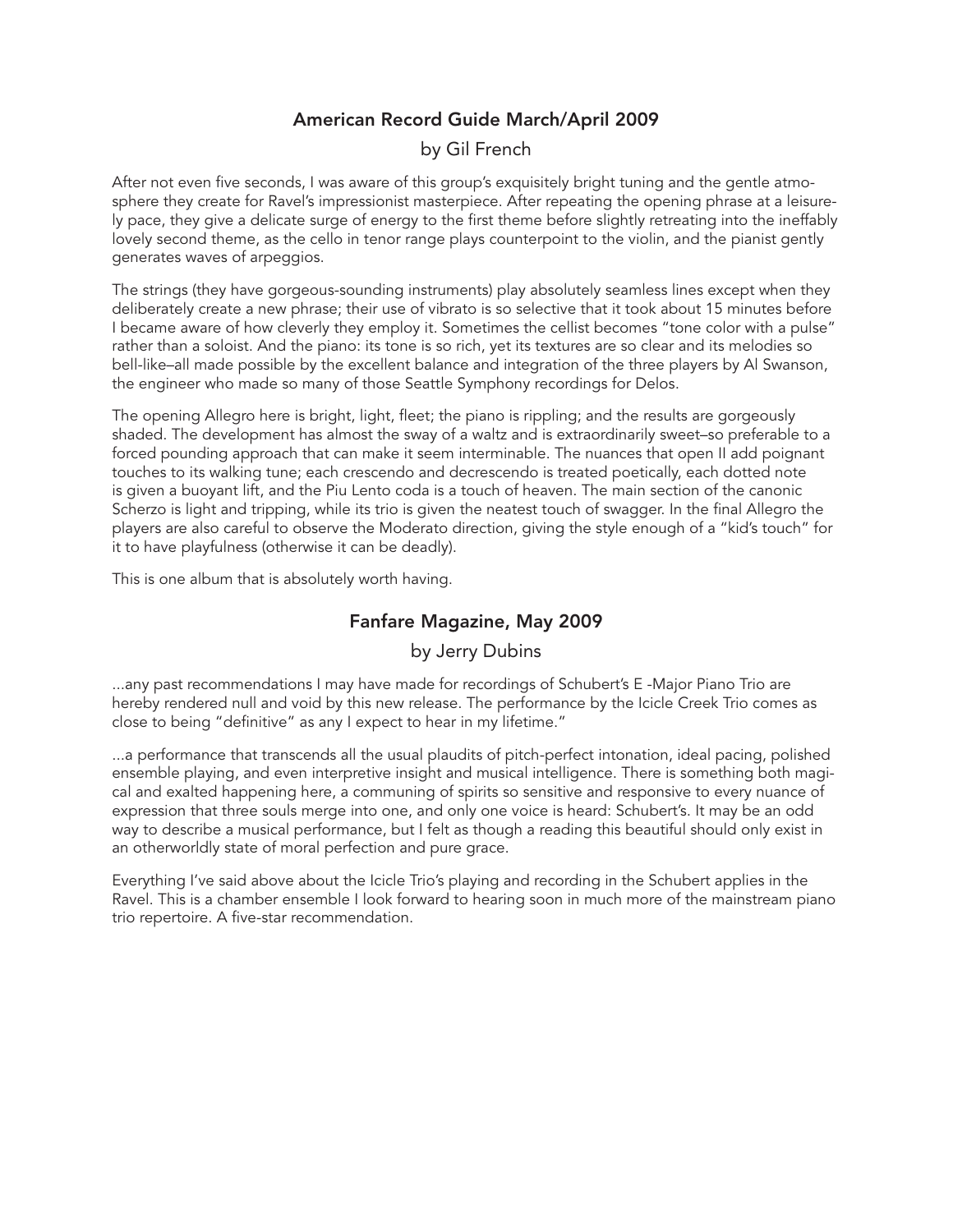## American Record Guide March/April 2009

by Gil French

After not even five seconds, I was aware of this group's exquisitely bright tuning and the gentle atmosphere they create for Ravel's impressionist masterpiece. After repeating the opening phrase at a leisurely pace, they give a delicate surge of energy to the first theme before slightly retreating into the ineffably lovely second theme, as the cello in tenor range plays counterpoint to the violin, and the pianist gently generates waves of arpeggios.

The strings (they have gorgeous-sounding instruments) play absolutely seamless lines except when they deliberately create a new phrase; their use of vibrato is so selective that it took about 15 minutes before I became aware of how cleverly they employ it. Sometimes the cellist becomes "tone color with a pulse" rather than a soloist. And the piano: its tone is so rich, yet its textures are so clear and its melodies so bell-like–all made possible by the excellent balance and integration of the three players by Al Swanson, the engineer who made so many of those Seattle Symphony recordings for Delos.

The opening Allegro here is bright, light, fleet; the piano is rippling; and the results are gorgeously shaded. The development has almost the sway of a waltz and is extraordinarily sweet–so preferable to a forced pounding approach that can make it seem interminable. The nuances that open II add poignant touches to its walking tune; each crescendo and decrescendo is treated poetically, each dotted note is given a buoyant lift, and the Piu Lento coda is a touch of heaven. The main section of the canonic Scherzo is light and tripping, while its trio is given the neatest touch of swagger. In the final Allegro the players are also careful to observe the Moderato direction, giving the style enough of a "kid's touch" for it to have playfulness (otherwise it can be deadly).

This is one album that is absolutely worth having.

## Fanfare Magazine, May 2009

by Jerry Dubins

...any past recommendations I may have made for recordings of Schubert's E -Major Piano Trio are hereby rendered null and void by this new release. The performance by the Icicle Creek Trio comes as close to being "definitive" as any I expect to hear in my lifetime."

...a performance that transcends all the usual plaudits of pitch-perfect intonation, ideal pacing, polished ensemble playing, and even interpretive insight and musical intelligence. There is something both magical and exalted happening here, a communing of spirits so sensitive and responsive to every nuance of expression that three souls merge into one, and only one voice is heard: Schubert's. It may be an odd way to describe a musical performance, but I felt as though a reading this beautiful should only exist in an otherworldly state of moral perfection and pure grace.

Everything I've said above about the Icicle Trio's playing and recording in the Schubert applies in the Ravel. This is a chamber ensemble I look forward to hearing soon in much more of the mainstream piano trio repertoire. A five-star recommendation.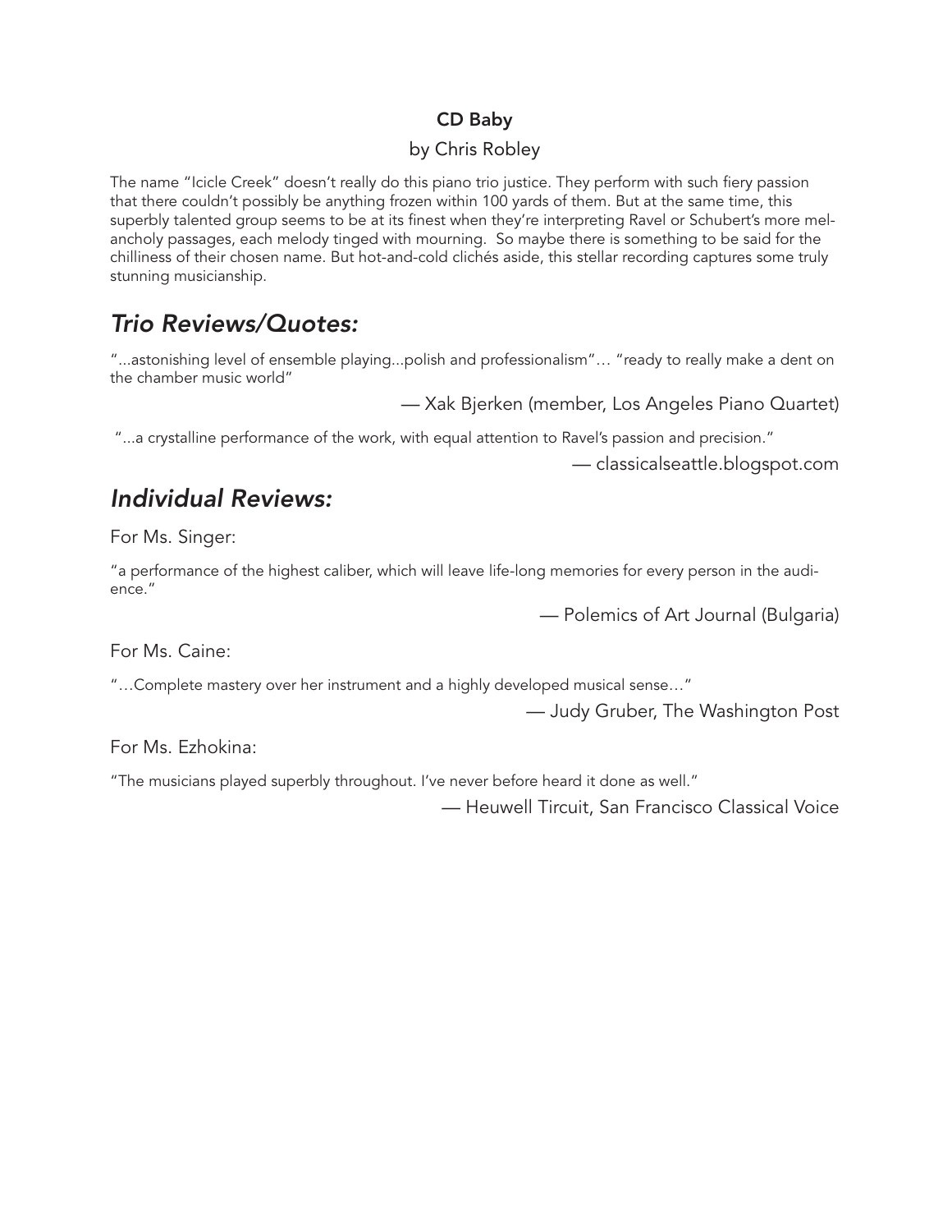**CD Baby**

by Chris Robley

The name “Icicle Creek” doesn’t really do this piano trio justice. They perform with such fiery passion that there couldn’t possibly be anything frozen within 100 yards of them. But at the same time, this superbly talented group seems to be at its finest when they’re interpreting Ravel or Schubert’s more melancholy passages, each melody tinged with mourning. So maybe there is something to be said for the chilliness of their chosen name. But hot-and-cold clichés aside, this stellar recording captures some truly stunning musicianship.

## *Trio Reviews/Quotes:*

“...astonishing level of ensemble playing...polish and professionalism”… “ready to really make a dent on the chamber music world”

— Xak Bjerken (member, Los Angeles Piano Quartet)

“...a crystalline performance of the work, with equal attention to Ravel’s passion and precision.”

— classicalseattle.blogspot.com

## *Individual Reviews:*

For Ms. Singer:

“a performance of the highest caliber, which will leave life-long memories for every person in the audience.”

— Polemics of Art Journal (Bulgaria)

For Ms. Caine:

“…Complete mastery over her instrument and a highly developed musical sense…”

— Judy Gruber, The Washington Post

For Ms. Ezhokina:

“The musicians played superbly throughout. I’ve never before heard it done as well.”

— Heuwell Tircuit, San Francisco Classical Voice